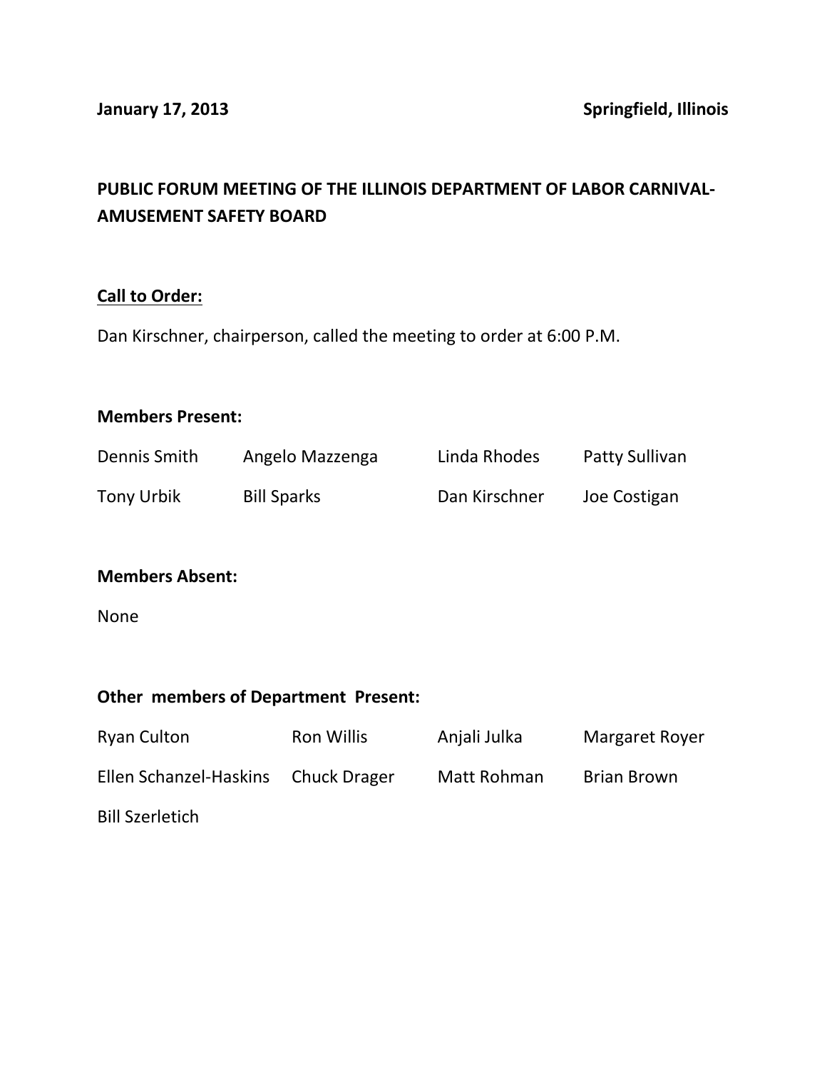**January 17, 2013** **Springfield, Illinois**

# PUBLIC FORUM MEETING OF THE ILLINOIS DEPARTMENT OF LABOR CARNIVAL-AMUSEMENT SAFETY BOARD

## Call to Order:

Dan Kirschner, chairperson, called the meeting to order at 6:00 P.M.

**Members Present:**

| Dennis Smith | Angelo Mazzenga | Linda Rhodes | Patty Sullivan |
|---|---|---|---|
| Tony Urbik | Bill Sparks | Dan Kirschner | Joe Costigan |

**Members Absent:**

None

**Other members of Department Present:**

| Ryan Culton | Ron Willis | Anjali Julka | Margaret Royer |
|---|---|---|---|
| Ellen Schanzel-Haskins | Chuck Drager | Matt Rohman | Brian Brown |
| Bill Szerletich | | | |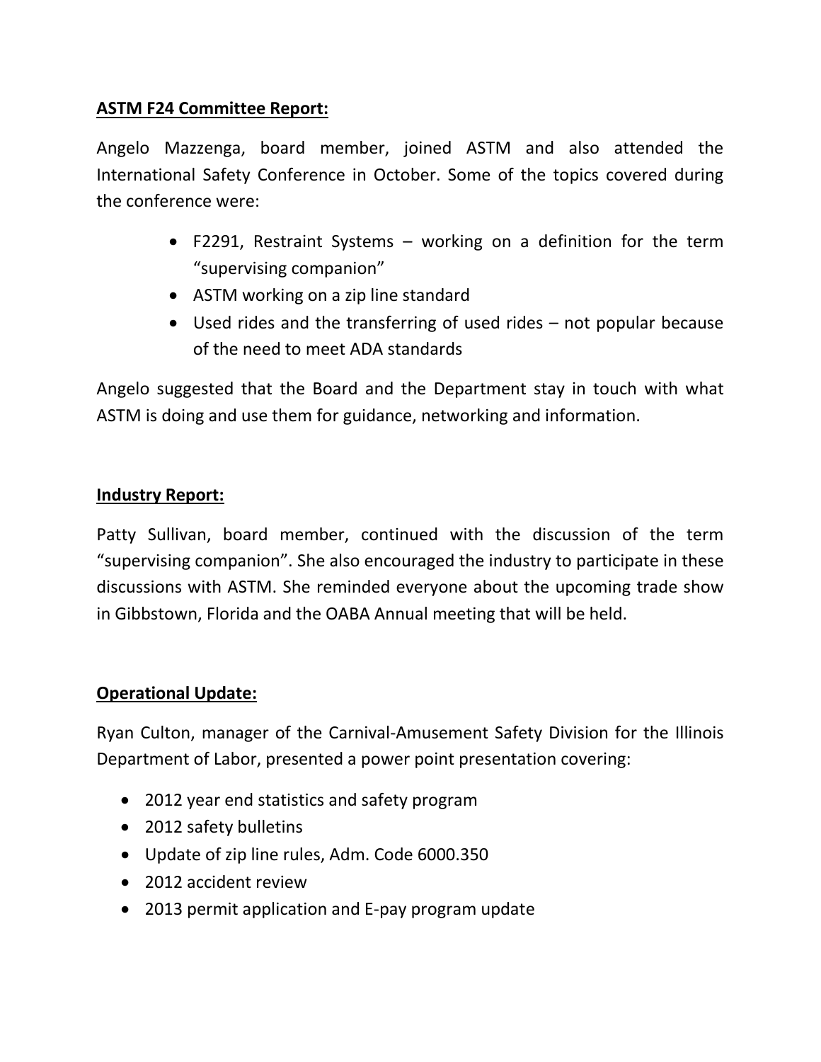**ASTM F24 Committee Report:**

Angelo Mazzenga, board member, joined ASTM and also attended the International Safety Conference in October. Some of the topics covered during the conference were:

- F2291, Restraint Systems – working on a definition for the term "supervising companion"
- ASTM working on a zip line standard
- Used rides and the transferring of used rides – not popular because of the need to meet ADA standards

Angelo suggested that the Board and the Department stay in touch with what ASTM is doing and use them for guidance, networking and information.

**Industry Report:**

Patty Sullivan, board member, continued with the discussion of the term "supervising companion". She also encouraged the industry to participate in these discussions with ASTM. She reminded everyone about the upcoming trade show in Gibbstown, Florida and the OABA Annual meeting that will be held.

**Operational Update:**

Ryan Culton, manager of the Carnival-Amusement Safety Division for the Illinois Department of Labor, presented a power point presentation covering:

- 2012 year end statistics and safety program
- 2012 safety bulletins
- Update of zip line rules, Adm. Code 6000.350
- 2012 accident review
- 2013 permit application and E-pay program update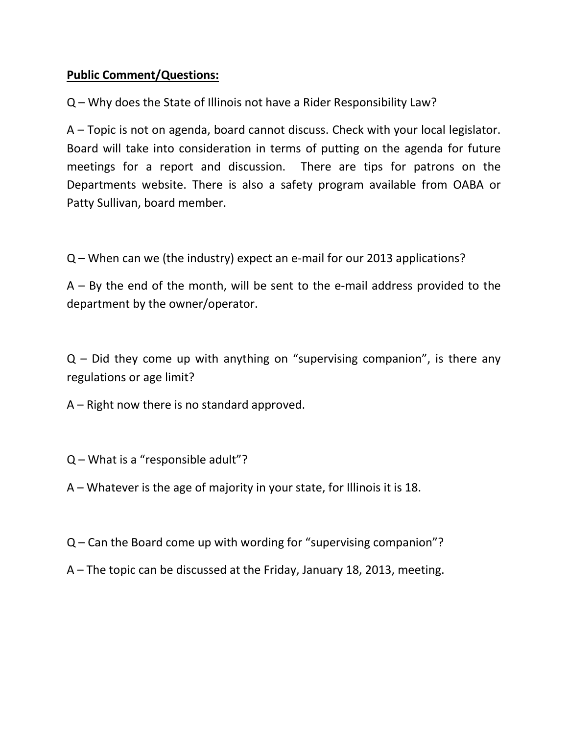**Public Comment/Questions:**

Q – Why does the State of Illinois not have a Rider Responsibility Law?

A – Topic is not on agenda, board cannot discuss. Check with your local legislator. Board will take into consideration in terms of putting on the agenda for future meetings for a report and discussion. There are tips for patrons on the Departments website. There is also a safety program available from OABA or Patty Sullivan, board member.

Q – When can we (the industry) expect an e-mail for our 2013 applications?

A – By the end of the month, will be sent to the e-mail address provided to the department by the owner/operator.

Q – Did they come up with anything on "supervising companion", is there any regulations or age limit?

A – Right now there is no standard approved.

Q – What is a "responsible adult"?

A – Whatever is the age of majority in your state, for Illinois it is 18.

Q – Can the Board come up with wording for "supervising companion"?

A – The topic can be discussed at the Friday, January 18, 2013, meeting.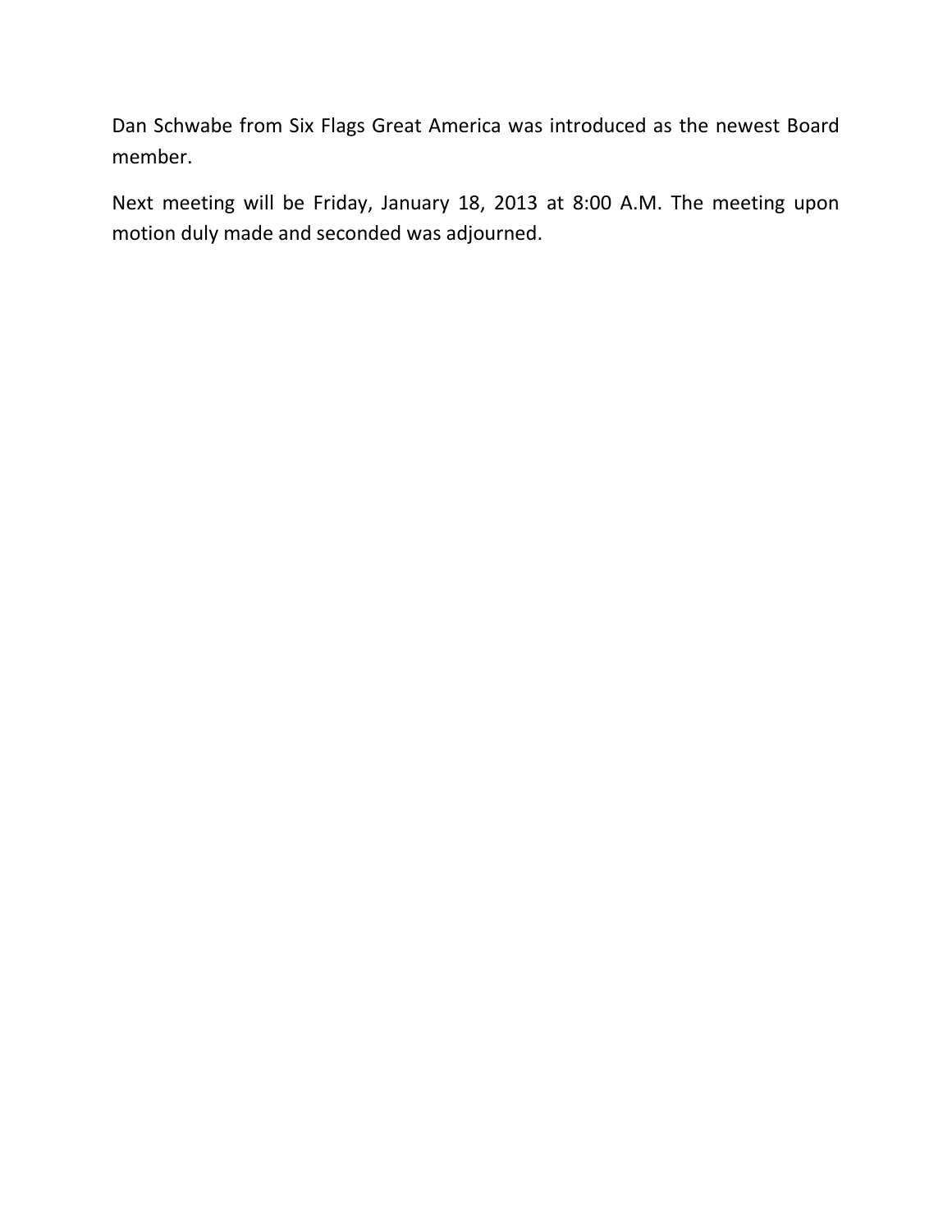Dan Schwabe from Six Flags Great America was introduced as the newest Board member.

Next meeting will be Friday, January 18, 2013 at 8:00 A.M. The meeting upon motion duly made and seconded was adjourned.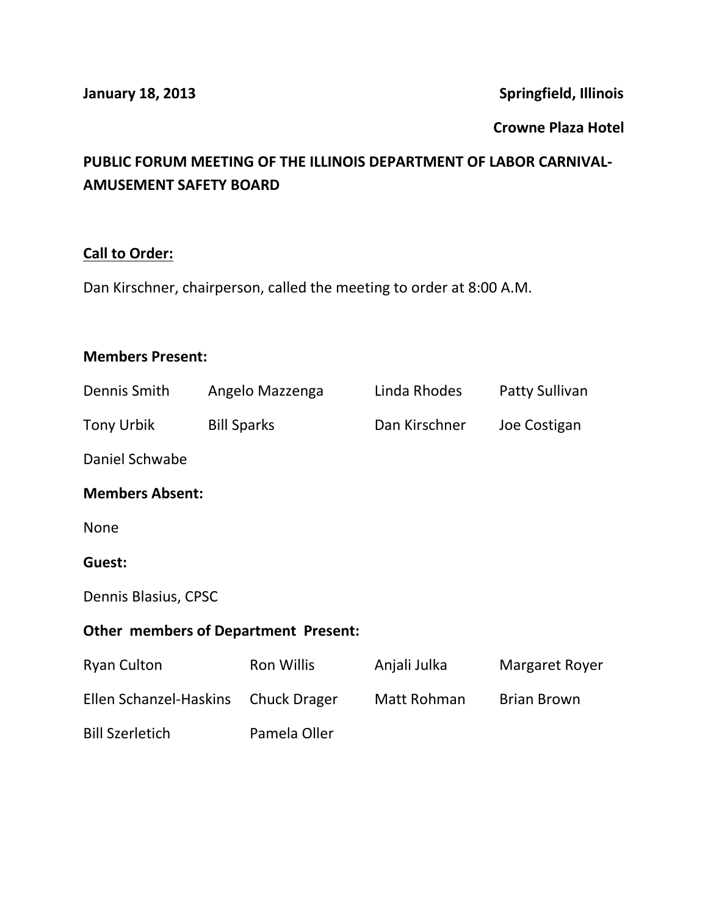**January 18, 2013** **Springfield, Illinois**

**Crowne Plaza Hotel**

**PUBLIC FORUM MEETING OF THE ILLINOIS DEPARTMENT OF LABOR CARNIVAL-AMUSEMENT SAFETY BOARD**

**Call to Order:**

Dan Kirschner, chairperson, called the meeting to order at 8:00 A.M.

**Members Present:**

| | | | |
|---|---|---|---|
| Dennis Smith | Angelo Mazzenga | Linda Rhodes | Patty Sullivan |
| Tony Urbik | Bill Sparks | Dan Kirschner | Joe Costigan |
| Daniel Schwabe | | | |

**Members Absent:**

None

**Guest:**

Dennis Blasius, CPSC

**Other members of Department Present:**

| | | | |
|---|---|---|---|
| Ryan Culton | Ron Willis | Anjali Julka | Margaret Royer |
| Ellen Schanzel-Haskins | Chuck Drager | Matt Rohman | Brian Brown |
| Bill Szerletich | Pamela Oller | | |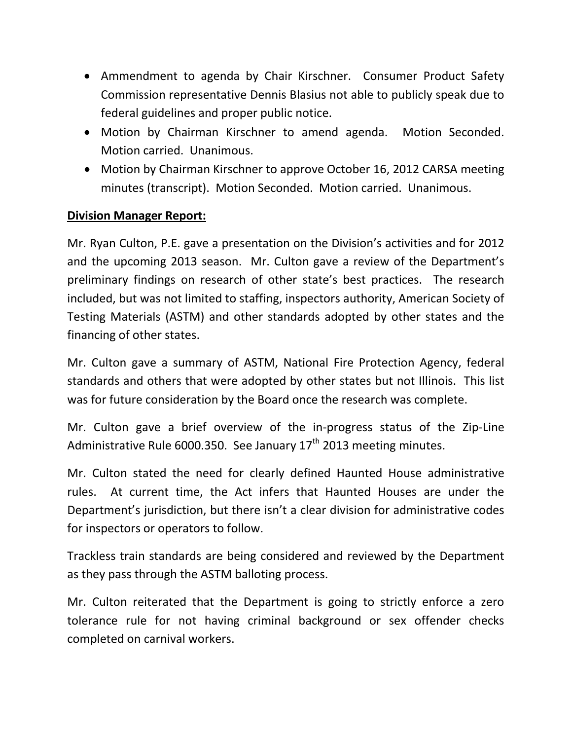- Ammendment to agenda by Chair Kirschner. Consumer Product Safety Commission representative Dennis Blasius not able to publicly speak due to federal guidelines and proper public notice.
- Motion by Chairman Kirschner to amend agenda. Motion Seconded. Motion carried. Unanimous.
- Motion by Chairman Kirschner to approve October 16, 2012 CARSA meeting minutes (transcript). Motion Seconded. Motion carried. Unanimous.

**Division Manager Report:**

Mr. Ryan Culton, P.E. gave a presentation on the Division's activities and for 2012 and the upcoming 2013 season. Mr. Culton gave a review of the Department's preliminary findings on research of other state's best practices. The research included, but was not limited to staffing, inspectors authority, American Society of Testing Materials (ASTM) and other standards adopted by other states and the financing of other states.

Mr. Culton gave a summary of ASTM, National Fire Protection Agency, federal standards and others that were adopted by other states but not Illinois. This list was for future consideration by the Board once the research was complete.

Mr. Culton gave a brief overview of the in-progress status of the Zip-Line Administrative Rule 6000.350. See January 17th 2013 meeting minutes.

Mr. Culton stated the need for clearly defined Haunted House administrative rules. At current time, the Act infers that Haunted Houses are under the Department's jurisdiction, but there isn't a clear division for administrative codes for inspectors or operators to follow.

Trackless train standards are being considered and reviewed by the Department as they pass through the ASTM balloting process.

Mr. Culton reiterated that the Department is going to strictly enforce a zero tolerance rule for not having criminal background or sex offender checks completed on carnival workers.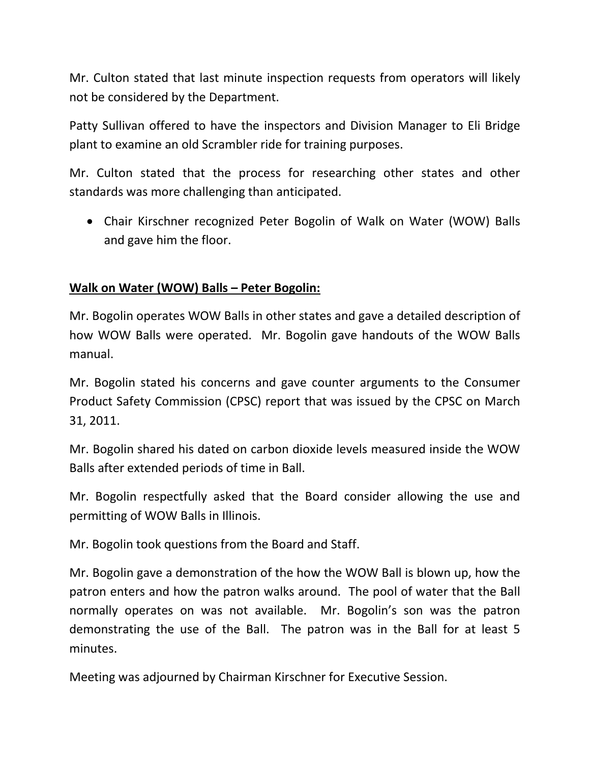Mr. Culton stated that last minute inspection requests from operators will likely not be considered by the Department.

Patty Sullivan offered to have the inspectors and Division Manager to Eli Bridge plant to examine an old Scrambler ride for training purposes.

Mr. Culton stated that the process for researching other states and other standards was more challenging than anticipated.

- Chair Kirschner recognized Peter Bogolin of Walk on Water (WOW) Balls and gave him the floor.

**<u>Walk on Water (WOW) Balls – Peter Bogolin:</u>**

Mr. Bogolin operates WOW Balls in other states and gave a detailed description of how WOW Balls were operated. Mr. Bogolin gave handouts of the WOW Balls manual.

Mr. Bogolin stated his concerns and gave counter arguments to the Consumer Product Safety Commission (CPSC) report that was issued by the CPSC on March 31, 2011.

Mr. Bogolin shared his dated on carbon dioxide levels measured inside the WOW Balls after extended periods of time in Ball.

Mr. Bogolin respectfully asked that the Board consider allowing the use and permitting of WOW Balls in Illinois.

Mr. Bogolin took questions from the Board and Staff.

Mr. Bogolin gave a demonstration of the how the WOW Ball is blown up, how the patron enters and how the patron walks around. The pool of water that the Ball normally operates on was not available. Mr. Bogolin's son was the patron demonstrating the use of the Ball. The patron was in the Ball for at least 5 minutes.

Meeting was adjourned by Chairman Kirschner for Executive Session.